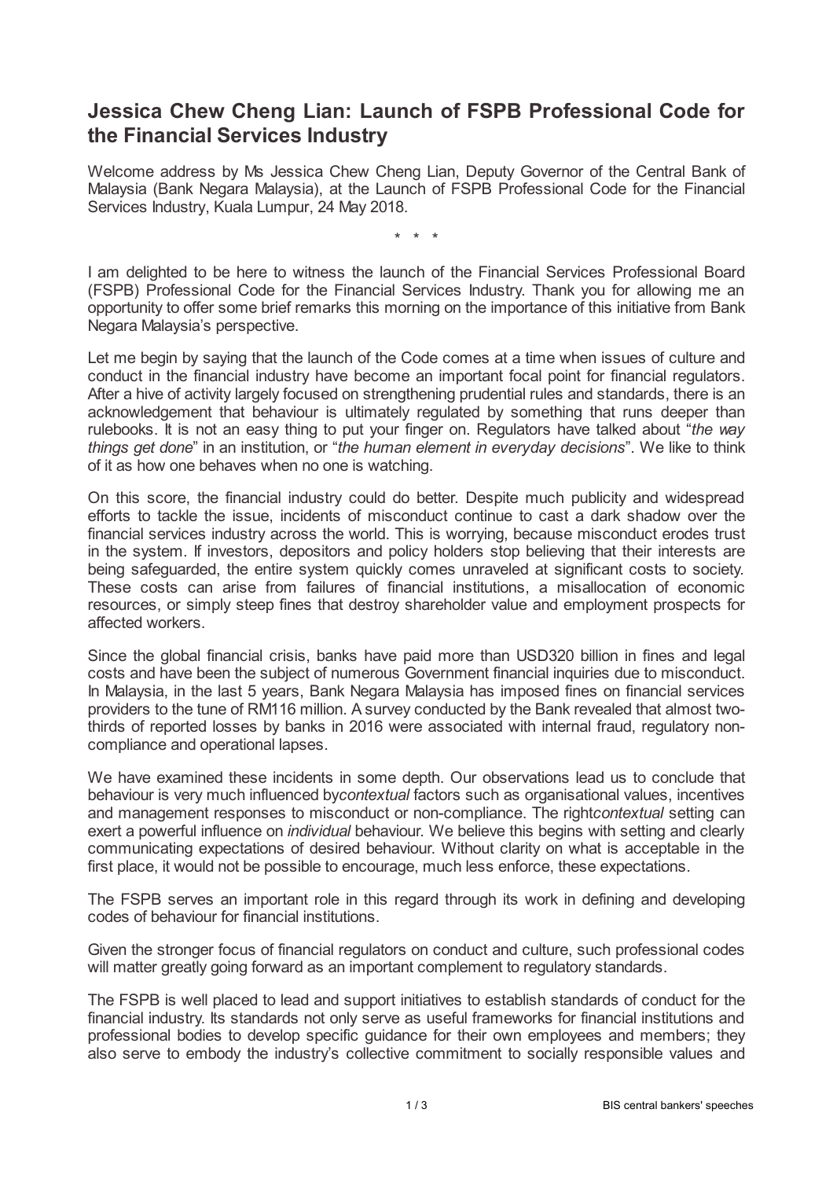# Jessica Chew Cheng Lian: Launch of FSPB Professional Code for the Financial Services Industry

Welcome address by Ms Jessica Chew Cheng Lian, Deputy Governor of the Central Bank of Malaysia (Bank Negara Malaysia), at the Launch of FSPB Professional Code for the Financial Services Industry, Kuala Lumpur, 24 May 2018.

\* \* \*

I am delighted to be here to witness the launch of the Financial Services Professional Board (FSPB) Professional Code for the Financial Services Industry. Thank you for allowing me an opportunity to offer some brief remarks this morning on the importance of this initiative from Bank Negara Malaysia's perspective.

Let me begin by saying that the launch of the Code comes at a time when issues of culture and conduct in the financial industry have become an important focal point for financial regulators. After a hive of activity largely focused on strengthening prudential rules and standards, there is an acknowledgement that behaviour is ultimately regulated by something that runs deeper than rulebooks. It is not an easy thing to put your finger on. Regulators have talked about "*the way things get done*" in an institution, or "*the human element in everyday decisions*". We like to think of it as how one behaves when no one is watching.

On this score, the financial industry could do better. Despite much publicity and widespread efforts to tackle the issue, incidents of misconduct continue to cast a dark shadow over the financial services industry across the world. This is worrying, because misconduct erodes trust in the system. If investors, depositors and policy holders stop believing that their interests are being safeguarded, the entire system quickly comes unraveled at significant costs to society. These costs can arise from failures of financial institutions, a misallocation of economic resources, or simply steep fines that destroy shareholder value and employment prospects for affected workers.

Since the global financial crisis, banks have paid more than USD320 billion in fines and legal costs and have been the subject of numerous Government financial inquiries due to misconduct. In Malaysia, in the last 5 years, Bank Negara Malaysia has imposed fines on financial services providers to the tune of RM116 million. A survey conducted by the Bank revealed that almost two-thirds of reported losses by banks in 2016 were associated with internal fraud, regulatory non-compliance and operational lapses.

We have examined these incidents in some depth. Our observations lead us to conclude that behaviour is very much influenced by *contextual* factors such as organisational values, incentives and management responses to misconduct or non-compliance. The right *contextual* setting can exert a powerful influence on *individual* behaviour. We believe this begins with setting and clearly communicating expectations of desired behaviour. Without clarity on what is acceptable in the first place, it would not be possible to encourage, much less enforce, these expectations.

The FSPB serves an important role in this regard through its work in defining and developing codes of behaviour for financial institutions.

Given the stronger focus of financial regulators on conduct and culture, such professional codes will matter greatly going forward as an important complement to regulatory standards.

The FSPB is well placed to lead and support initiatives to establish standards of conduct for the financial industry. Its standards not only serve as useful frameworks for financial institutions and professional bodies to develop specific guidance for their own employees and members; they also serve to embody the industry's collective commitment to socially responsible values and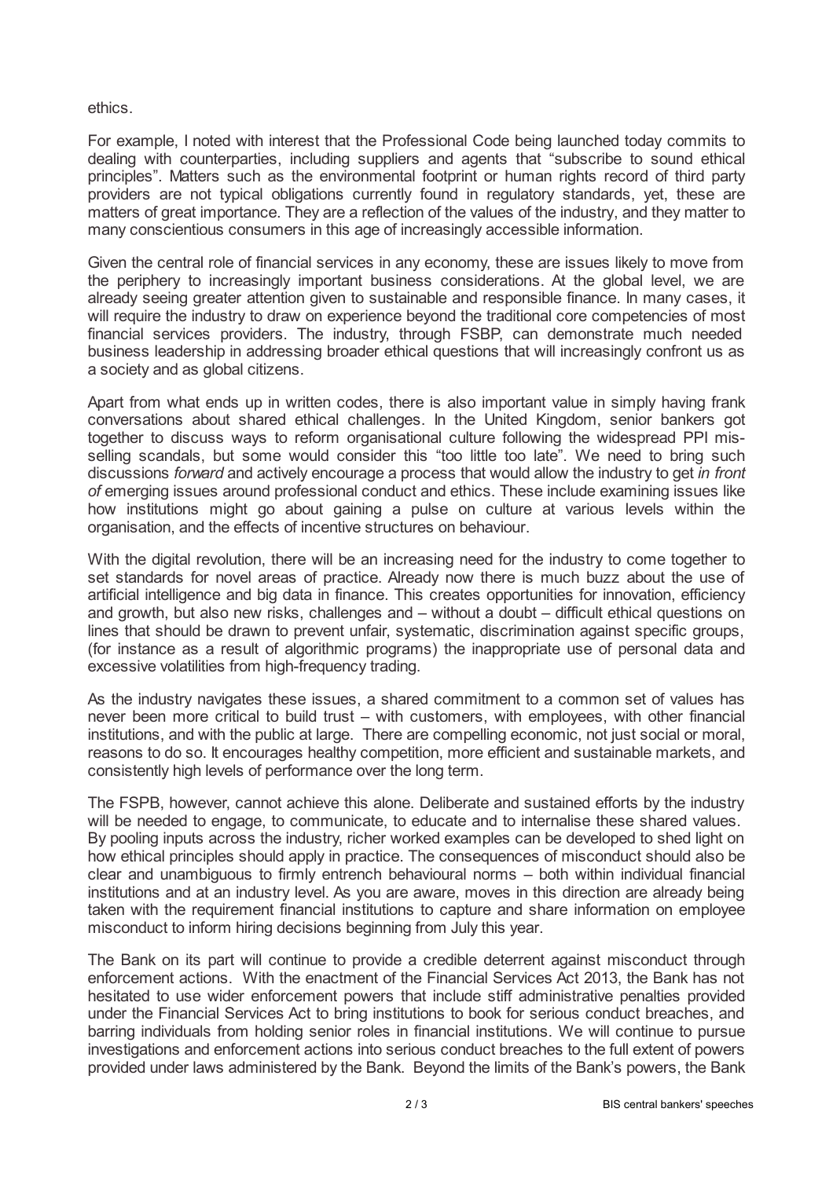ethics.

For example, I noted with interest that the Professional Code being launched today commits to dealing with counterparties, including suppliers and agents that "subscribe to sound ethical principles". Matters such as the environmental footprint or human rights record of third party providers are not typical obligations currently found in regulatory standards, yet, these are matters of great importance. They are a reflection of the values of the industry, and they matter to many conscientious consumers in this age of increasingly accessible information.

Given the central role of financial services in any economy, these are issues likely to move from the periphery to increasingly important business considerations. At the global level, we are already seeing greater attention given to sustainable and responsible finance. In many cases, it will require the industry to draw on experience beyond the traditional core competencies of most financial services providers. The industry, through FSBP, can demonstrate much needed business leadership in addressing broader ethical questions that will increasingly confront us as a society and as global citizens.

Apart from what ends up in written codes, there is also important value in simply having frank conversations about shared ethical challenges. In the United Kingdom, senior bankers got together to discuss ways to reform organisational culture following the widespread PPI mis-selling scandals, but some would consider this "too little too late". We need to bring such discussions *forward* and actively encourage a process that would allow the industry to get *in front of* emerging issues around professional conduct and ethics. These include examining issues like how institutions might go about gaining a pulse on culture at various levels within the organisation, and the effects of incentive structures on behaviour.

With the digital revolution, there will be an increasing need for the industry to come together to set standards for novel areas of practice. Already now there is much buzz about the use of artificial intelligence and big data in finance. This creates opportunities for innovation, efficiency and growth, but also new risks, challenges and – without a doubt – difficult ethical questions on lines that should be drawn to prevent unfair, systematic, discrimination against specific groups, (for instance as a result of algorithmic programs) the inappropriate use of personal data and excessive volatilities from high-frequency trading.

As the industry navigates these issues, a shared commitment to a common set of values has never been more critical to build trust – with customers, with employees, with other financial institutions, and with the public at large. There are compelling economic, not just social or moral, reasons to do so. It encourages healthy competition, more efficient and sustainable markets, and consistently high levels of performance over the long term.

The FSPB, however, cannot achieve this alone. Deliberate and sustained efforts by the industry will be needed to engage, to communicate, to educate and to internalise these shared values. By pooling inputs across the industry, richer worked examples can be developed to shed light on how ethical principles should apply in practice. The consequences of misconduct should also be clear and unambiguous to firmly entrench behavioural norms – both within individual financial institutions and at an industry level. As you are aware, moves in this direction are already being taken with the requirement financial institutions to capture and share information on employee misconduct to inform hiring decisions beginning from July this year.

The Bank on its part will continue to provide a credible deterrent against misconduct through enforcement actions. With the enactment of the Financial Services Act 2013, the Bank has not hesitated to use wider enforcement powers that include stiff administrative penalties provided under the Financial Services Act to bring institutions to book for serious conduct breaches, and barring individuals from holding senior roles in financial institutions. We will continue to pursue investigations and enforcement actions into serious conduct breaches to the full extent of powers provided under laws administered by the Bank. Beyond the limits of the Bank's powers, the Bank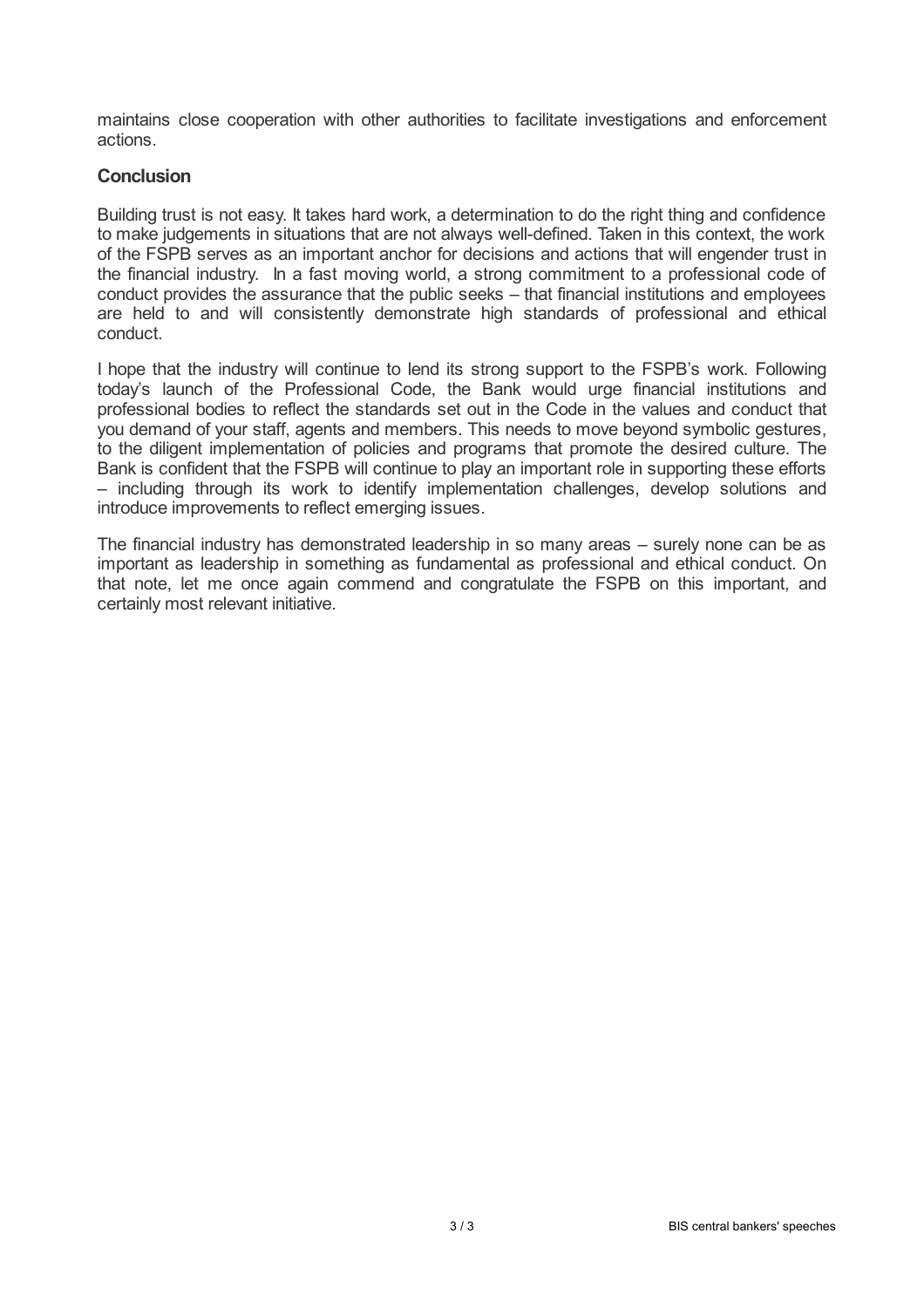maintains close cooperation with other authorities to facilitate investigations and enforcement actions.

### Conclusion

Building trust is not easy. It takes hard work, a determination to do the right thing and confidence to make judgements in situations that are not always well-defined. Taken in this context, the work of the FSPB serves as an important anchor for decisions and actions that will engender trust in the financial industry. In a fast moving world, a strong commitment to a professional code of conduct provides the assurance that the public seeks – that financial institutions and employees are held to and will consistently demonstrate high standards of professional and ethical conduct.

I hope that the industry will continue to lend its strong support to the FSPB's work. Following today's launch of the Professional Code, the Bank would urge financial institutions and professional bodies to reflect the standards set out in the Code in the values and conduct that you demand of your staff, agents and members. This needs to move beyond symbolic gestures, to the diligent implementation of policies and programs that promote the desired culture. The Bank is confident that the FSPB will continue to play an important role in supporting these efforts – including through its work to identify implementation challenges, develop solutions and introduce improvements to reflect emerging issues.

The financial industry has demonstrated leadership in so many areas – surely none can be as important as leadership in something as fundamental as professional and ethical conduct. On that note, let me once again commend and congratulate the FSPB on this important, and certainly most relevant initiative.